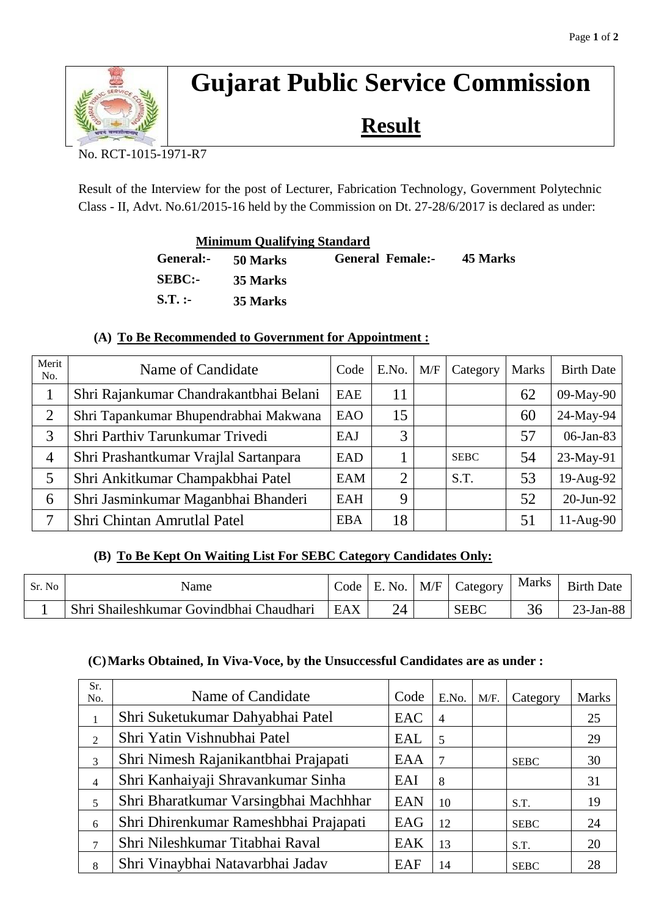# Gujarat Public Service Commission

## Result

No. RCT-1015-1971-R7

Result of the Interview for the post of Lecturer, Fabrication Technology, Government Polytechnic Class - II, Advt. No.61/2015-16 held by the Commission on Dt. 27-28/6/2017 is declared as under:

**Minimum Qualifying Standard**

| | | | |
|---|---|---|---|
| **General:-** | **50 Marks** | **General Female:-** | **45 Marks** |
| **SEBC:-** | **35 Marks** | | |
| **S.T. :-** | **35 Marks** | | |

**(A) To Be Recommended to Government for Appointment :**

| Merit No. | Name of Candidate | Code | E.No. | M/F | Category | Marks | Birth Date |
|---|---|---|---|---|---|---|---|
| 1 | Shri Rajankumar Chandrakantbhai Belani | EAE | 11 | | | 62 | 09-May-90 |
| 2 | Shri Tapankumar Bhupendrabhai Makwana | EAO | 15 | | | 60 | 24-May-94 |
| 3 | Shri Parthiv Tarunkumar Trivedi | EAJ | 3 | | | 57 | 06-Jan-83 |
| 4 | Shri Prashantkumar Vrajlal Sartanpara | EAD | 1 | | SEBC | 54 | 23-May-91 |
| 5 | Shri Ankitkumar Champakbhai Patel | EAM | 2 | | S.T. | 53 | 19-Aug-92 |
| 6 | Shri Jasminkumar Maganbhai Bhanderi | EAH | 9 | | | 52 | 20-Jun-92 |
| 7 | Shri Chintan Amrutlal Patel | EBA | 18 | | | 51 | 11-Aug-90 |

**(B) To Be Kept On Waiting List For SEBC Category Candidates Only:**

| Sr. No | Name | Code | E. No. | M/F | Category | Marks | Birth Date |
|---|---|---|---|---|---|---|---|
| 1 | Shri Shaileshkumar Govindbhai Chaudhari | EAX | 24 | | SEBC | 36 | 23-Jan-88 |

**(C) Marks Obtained, In Viva-Voce, by the Unsuccessful Candidates are as under :**

| Sr. No. | Name of Candidate | Code | E.No. | M/F. | Category | Marks |
|---|---|---|---|---|---|---|
| 1 | Shri Suketukumar Dahyabhai Patel | EAC | 4 | | | 25 |
| 2 | Shri Yatin Vishnubhai Patel | EAL | 5 | | | 29 |
| 3 | Shri Nimesh Rajanikantbhai Prajapati | EAA | 7 | | SEBC | 30 |
| 4 | Shri Kanhaiyaji Shravankumar Sinha | EAI | 8 | | | 31 |
| 5 | Shri Bharatkumar Varsingbhai Machhhar | EAN | 10 | | S.T. | 19 |
| 6 | Shri Dhirenkumar Rameshbhai Prajapati | EAG | 12 | | SEBC | 24 |
| 7 | Shri Nileshkumar Titabhai Raval | EAK | 13 | | S.T. | 20 |
| 8 | Shri Vinaybhai Natavarbhai Jadav | EAF | 14 | | SEBC | 28 |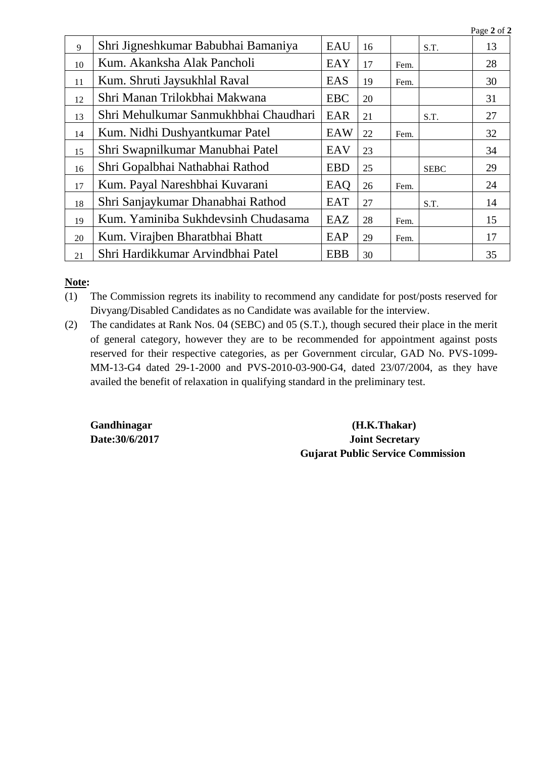| | | | | | | |
|---|---|---|---|---|---|---|
| 9 | Shri Jigneshkumar Babubhai Bamaniya | EAU | 16 | | S.T. | 13 |
| 10 | Kum. Akanksha Alak Pancholi | EAY | 17 | Fem. | | 28 |
| 11 | Kum. Shruti Jaysukhlal Raval | EAS | 19 | Fem. | | 30 |
| 12 | Shri Manan Trilokbhai Makwana | EBC | 20 | | | 31 |
| 13 | Shri Mehulkumar Sanmukhbhai Chaudhari | EAR | 21 | | S.T. | 27 |
| 14 | Kum. Nidhi Dushyantkumar Patel | EAW | 22 | Fem. | | 32 |
| 15 | Shri Swapnilkumar Manubhai Patel | EAV | 23 | | | 34 |
| 16 | Shri Gopalbhai Nathabhai Rathod | EBD | 25 | | SEBC | 29 |
| 17 | Kum. Payal Nareshbhai Kuvarani | EAQ | 26 | Fem. | | 24 |
| 18 | Shri Sanjaykumar Dhanabhai Rathod | EAT | 27 | | S.T. | 14 |
| 19 | Kum. Yaminiba Sukhdevsinh Chudasama | EAZ | 28 | Fem. | | 15 |
| 20 | Kum. Virajben Bharatbhai Bhatt | EAP | 29 | Fem. | | 17 |
| 21 | Shri Hardikkumar Arvindbhai Patel | EBB | 30 | | | 35 |

**Note:**

(1) The Commission regrets its inability to recommend any candidate for post/posts reserved for Divyang/Disabled Candidates as no Candidate was available for the interview.

(2) The candidates at Rank Nos. 04 (SEBC) and 05 (S.T.), though secured their place in the merit of general category, however they are to be recommended for appointment against posts reserved for their respective categories, as per Government circular, GAD No. PVS-1099-MM-13-G4 dated 29-1-2000 and PVS-2010-03-900-G4, dated 23/07/2004, as they have availed the benefit of relaxation in qualifying standard in the preliminary test.

**Gandhinagar**
**Date:30/6/2017**

**(H.K.Thakar)**
**Joint Secretary**
**Gujarat Public Service Commission**